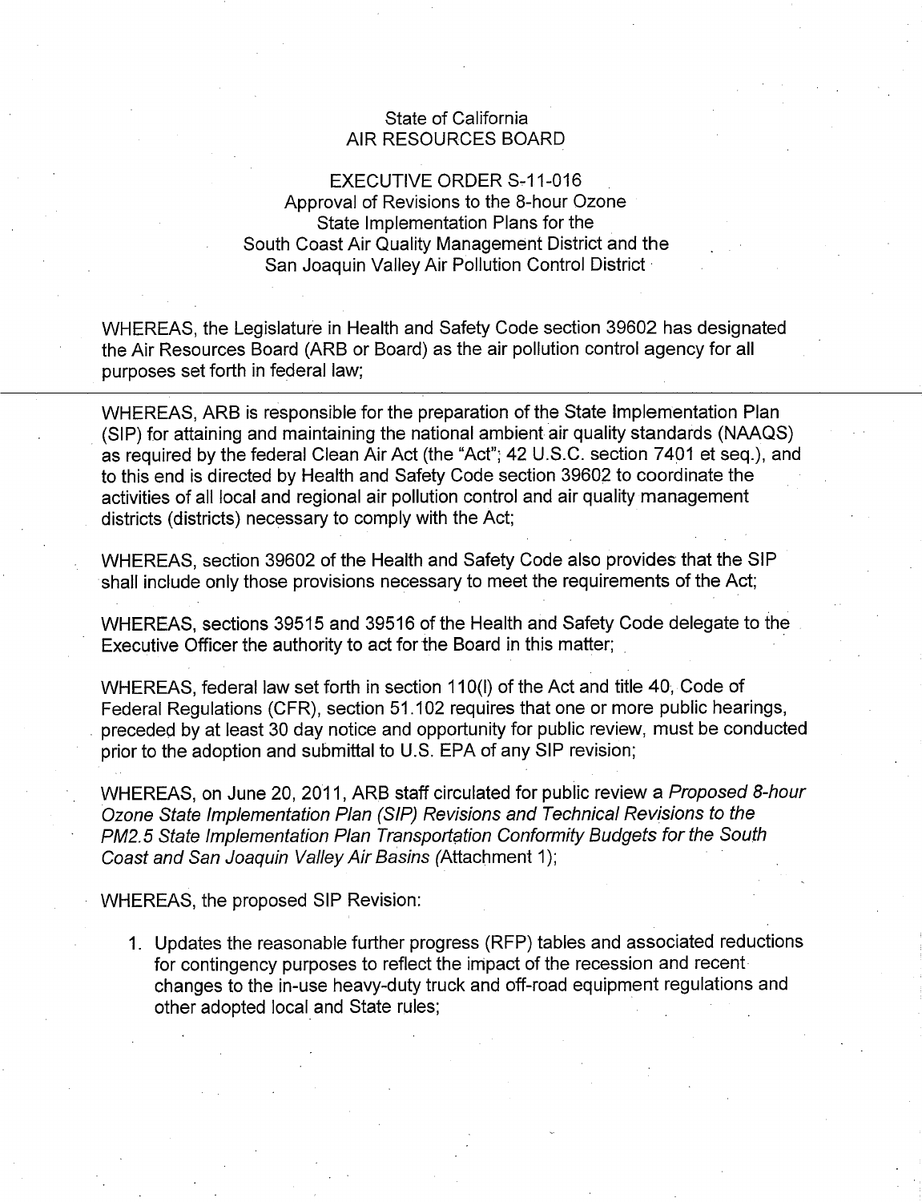State of California
AIR RESOURCES BOARD

EXECUTIVE ORDER S-11-016
Approval of Revisions to the 8-hour Ozone State Implementation Plans for the South Coast Air Quality Management District and the San Joaquin Valley Air Pollution Control District

WHEREAS, the Legislature in Health and Safety Code section 39602 has designated the Air Resources Board (ARB or Board) as the air pollution control agency for all purposes set forth in federal law;

WHEREAS, ARB is responsible for the preparation of the State Implementation Plan (SIP) for attaining and maintaining the national ambient air quality standards (NAAQS) as required by the federal Clean Air Act (the "Act"; 42 U.S.C. section 7401 et seq.), and to this end is directed by Health and Safety Code section 39602 to coordinate the activities of all local and regional air pollution control and air quality management districts (districts) necessary to comply with the Act;

WHEREAS, section 39602 of the Health and Safety Code also provides that the SIP shall include only those provisions necessary to meet the requirements of the Act;

WHEREAS, sections 39515 and 39516 of the Health and Safety Code delegate to the Executive Officer the authority to act for the Board in this matter;

WHEREAS, federal law set forth in section 110(l) of the Act and title 40, Code of Federal Regulations (CFR), section 51.102 requires that one or more public hearings, preceded by at least 30 day notice and opportunity for public review, must be conducted prior to the adoption and submittal to U.S. EPA of any SIP revision;

WHEREAS, on June 20, 2011, ARB staff circulated for public review a *Proposed 8-hour Ozone State Implementation Plan (SIP) Revisions and Technical Revisions to the PM2.5 State Implementation Plan Transportation Conformity Budgets for the South Coast and San Joaquin Valley Air Basins* (Attachment 1);

WHEREAS, the proposed SIP Revision:

1. Updates the reasonable further progress (RFP) tables and associated reductions for contingency purposes to reflect the impact of the recession and recent changes to the in-use heavy-duty truck and off-road equipment regulations and other adopted local and State rules;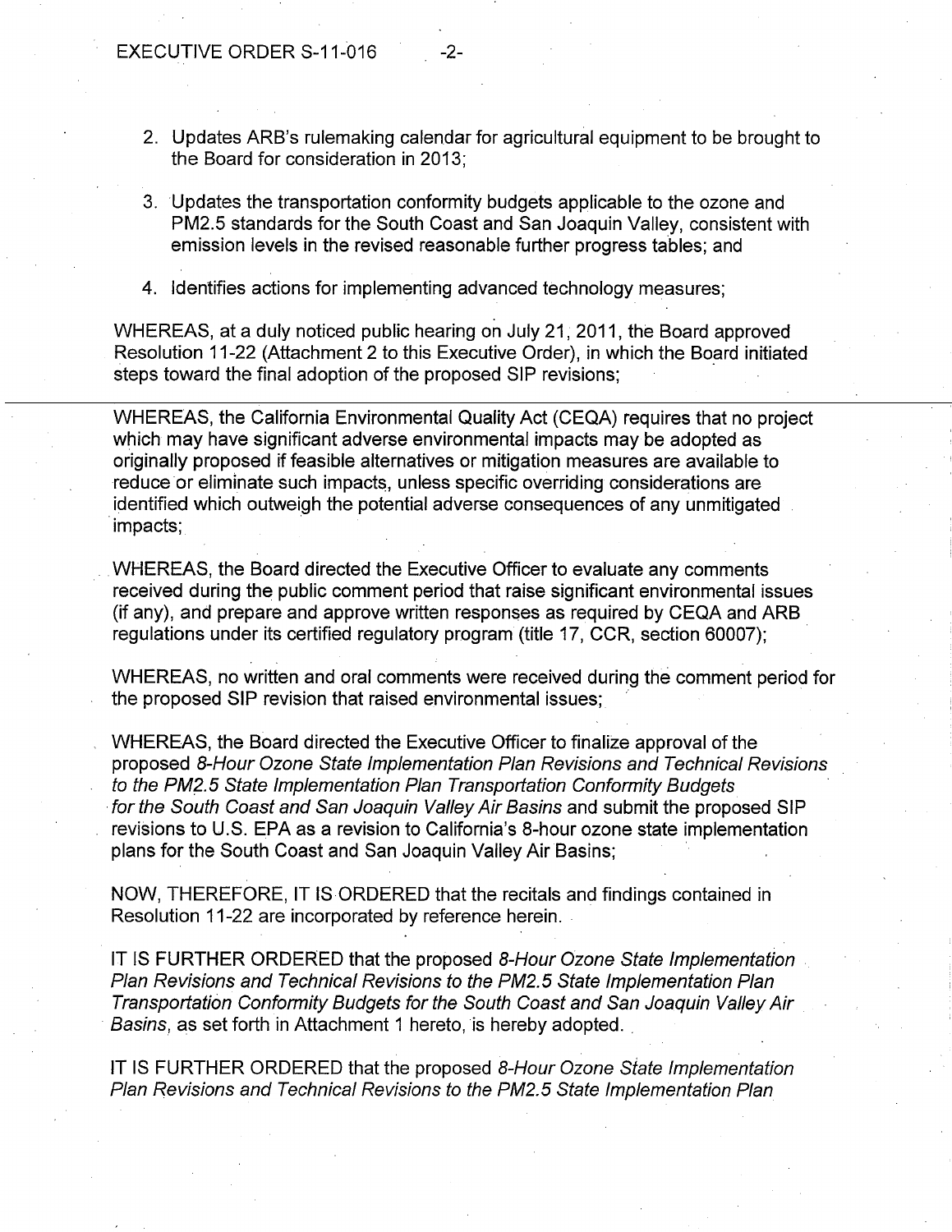2. Updates ARB's rulemaking calendar for agricultural equipment to be brought to the Board for consideration in 2013;

3. Updates the transportation conformity budgets applicable to the ozone and PM2.5 standards for the South Coast and San Joaquin Valley, consistent with emission levels in the revised reasonable further progress tables; and

4. Identifies actions for implementing advanced technology measures;

WHEREAS, at a duly noticed public hearing on July 21, 2011, the Board approved Resolution 11-22 (Attachment 2 to this Executive Order), in which the Board initiated steps toward the final adoption of the proposed SIP revisions;

WHEREAS, the California Environmental Quality Act (CEQA) requires that no project which may have significant adverse environmental impacts may be adopted as originally proposed if feasible alternatives or mitigation measures are available to reduce or eliminate such impacts, unless specific overriding considerations are identified which outweigh the potential adverse consequences of any unmitigated impacts;

WHEREAS, the Board directed the Executive Officer to evaluate any comments received during the public comment period that raise significant environmental issues (if any), and prepare and approve written responses as required by CEQA and ARB regulations under its certified regulatory program (title 17, CCR, section 60007);

WHEREAS, no written and oral comments were received during the comment period for the proposed SIP revision that raised environmental issues;

WHEREAS, the Board directed the Executive Officer to finalize approval of the proposed *8-Hour Ozone State Implementation Plan Revisions and Technical Revisions to the PM2.5 State Implementation Plan Transportation Conformity Budgets for the South Coast and San Joaquin Valley Air Basins* and submit the proposed SIP revisions to U.S. EPA as a revision to California's 8-hour ozone state implementation plans for the South Coast and San Joaquin Valley Air Basins;

NOW, THEREFORE, IT IS ORDERED that the recitals and findings contained in Resolution 11-22 are incorporated by reference herein.

IT IS FURTHER ORDERED that the proposed *8-Hour Ozone State Implementation Plan Revisions and Technical Revisions to the PM2.5 State Implementation Plan Transportation Conformity Budgets for the South Coast and San Joaquin Valley Air Basins*, as set forth in Attachment 1 hereto, is hereby adopted.

IT IS FURTHER ORDERED that the proposed *8-Hour Ozone State Implementation Plan Revisions and Technical Revisions to the PM2.5 State Implementation Plan*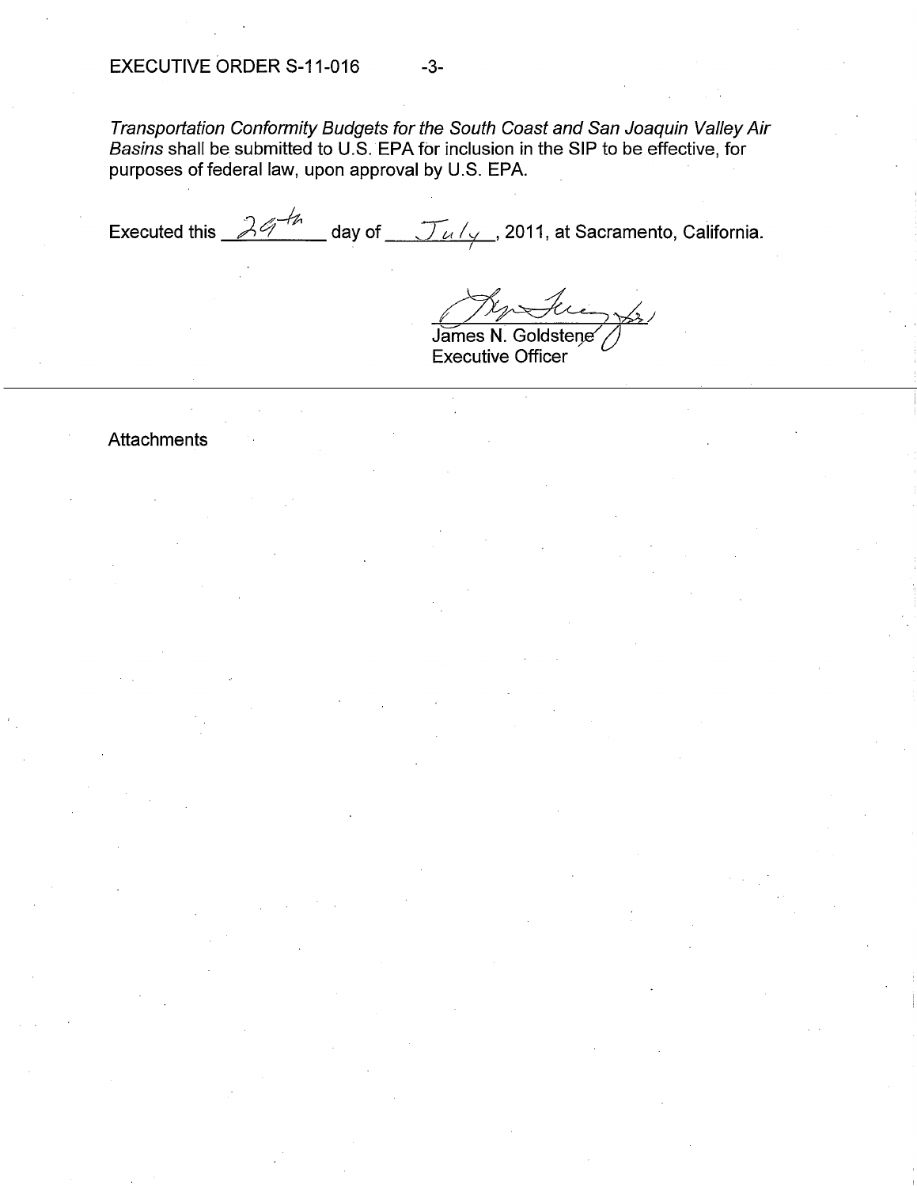*Transportation Conformity Budgets for the South Coast and San Joaquin Valley Air Basins* shall be submitted to U.S. EPA for inclusion in the SIP to be effective, for purposes of federal law, upon approval by U.S. EPA.

Executed this 29th day of July, 2011, at Sacramento, California.

James N. Goldstene
Executive Officer

---

Attachments